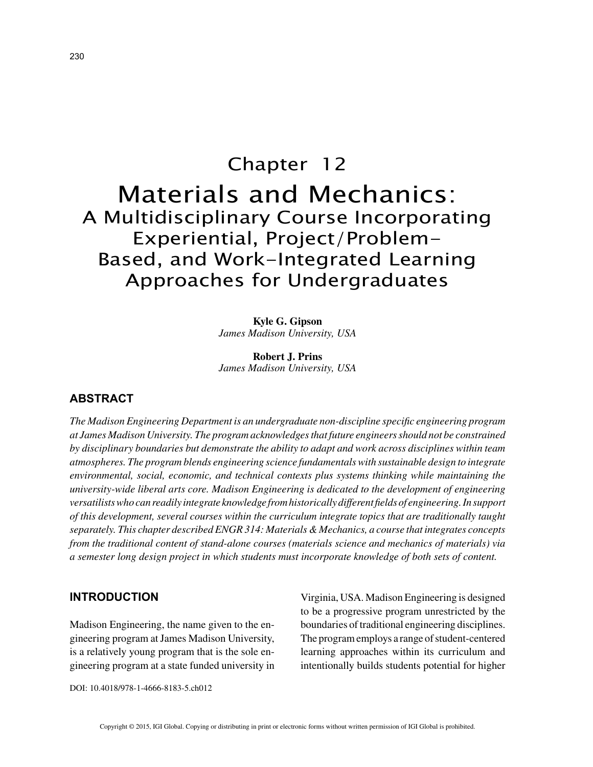# Chapter 12

# Materials and Mechanics:
## A Multidisciplinary Course Incorporating Experiential, Project/Problem-Based, and Work-Integrated Learning Approaches for Undergraduates

**Kyle G. Gipson**
*James Madison University, USA*

**Robert J. Prins**
*James Madison University, USA*

## ABSTRACT

*The Madison Engineering Department is an undergraduate non-discipline specific engineering program at James Madison University. The program acknowledges that future engineers should not be constrained by disciplinary boundaries but demonstrate the ability to adapt and work across disciplines within team atmospheres. The program blends engineering science fundamentals with sustainable design to integrate environmental, social, economic, and technical contexts plus systems thinking while maintaining the university-wide liberal arts core. Madison Engineering is dedicated to the development of engineering versatilists who can readily integrate knowledge from historically different fields of engineering. In support of this development, several courses within the curriculum integrate topics that are traditionally taught separately. This chapter described ENGR 314: Materials & Mechanics, a course that integrates concepts from the traditional content of stand-alone courses (materials science and mechanics of materials) via a semester long design project in which students must incorporate knowledge of both sets of content.*

## INTRODUCTION

Madison Engineering, the name given to the engineering program at James Madison University, is a relatively young program that is the sole engineering program at a state funded university in Virginia, USA. Madison Engineering is designed to be a progressive program unrestricted by the boundaries of traditional engineering disciplines. The program employs a range of student-centered learning approaches within its curriculum and intentionally builds students potential for higher

DOI: 10.4018/978-1-4666-8183-5.ch012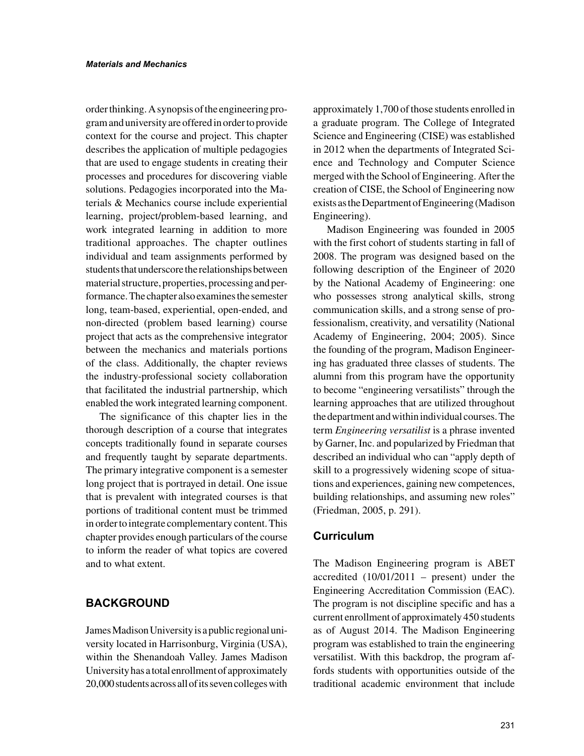order thinking. A synopsis of the engineering program and university are offered in order to provide context for the course and project. This chapter describes the application of multiple pedagogies that are used to engage students in creating their processes and procedures for discovering viable solutions. Pedagogies incorporated into the Materials & Mechanics course include experiential learning, project/problem-based learning, and work integrated learning in addition to more traditional approaches. The chapter outlines individual and team assignments performed by students that underscore the relationships between material structure, properties, processing and performance. The chapter also examines the semester long, team-based, experiential, open-ended, and non-directed (problem based learning) course project that acts as the comprehensive integrator between the mechanics and materials portions of the class. Additionally, the chapter reviews the industry-professional society collaboration that facilitated the industrial partnership, which enabled the work integrated learning component.

The significance of this chapter lies in the thorough description of a course that integrates concepts traditionally found in separate courses and frequently taught by separate departments. The primary integrative component is a semester long project that is portrayed in detail. One issue that is prevalent with integrated courses is that portions of traditional content must be trimmed in order to integrate complementary content. This chapter provides enough particulars of the course to inform the reader of what topics are covered and to what extent.

## BACKGROUND

James Madison University is a public regional university located in Harrisonburg, Virginia (USA), within the Shenandoah Valley. James Madison University has a total enrollment of approximately 20,000 students across all of its seven colleges with approximately 1,700 of those students enrolled in a graduate program. The College of Integrated Science and Engineering (CISE) was established in 2012 when the departments of Integrated Science and Technology and Computer Science merged with the School of Engineering. After the creation of CISE, the School of Engineering now exists as the Department of Engineering (Madison Engineering).

Madison Engineering was founded in 2005 with the first cohort of students starting in fall of 2008. The program was designed based on the following description of the Engineer of 2020 by the National Academy of Engineering: one who possesses strong analytical skills, strong communication skills, and a strong sense of professionalism, creativity, and versatility (National Academy of Engineering, 2004; 2005). Since the founding of the program, Madison Engineering has graduated three classes of students. The alumni from this program have the opportunity to become "engineering versatilists" through the learning approaches that are utilized throughout the department and within individual courses. The term *Engineering versatilist* is a phrase invented by Garner, Inc. and popularized by Friedman that described an individual who can "apply depth of skill to a progressively widening scope of situations and experiences, gaining new competences, building relationships, and assuming new roles" (Friedman, 2005, p. 291).

### Curriculum

The Madison Engineering program is ABET accredited (10/01/2011 – present) under the Engineering Accreditation Commission (EAC). The program is not discipline specific and has a current enrollment of approximately 450 students as of August 2014. The Madison Engineering program was established to train the engineering versatilist. With this backdrop, the program affords students with opportunities outside of the traditional academic environment that include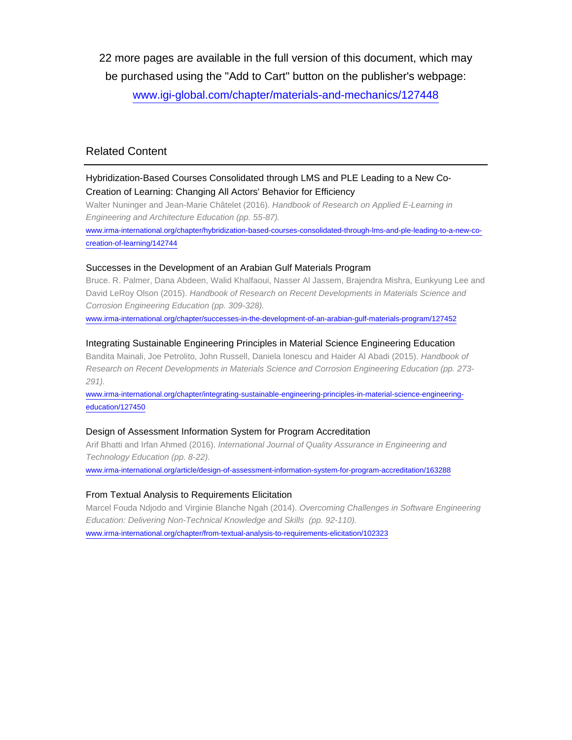22 more pages are available in the full version of this document, which may be purchased using the "Add to Cart" button on the publisher's webpage: [www.igi-global.com/chapter/materials-and-mechanics/127448](www.igi-global.com/chapter/materials-and-mechanics/127448)

## Related Content

Hybridization-Based Courses Consolidated through LMS and PLE Leading to a New Co-Creation of Learning: Changing All Actors' Behavior for Efficiency

Walter Nuninger and Jean-Marie Châtelet (2016). *Handbook of Research on Applied E-Learning in Engineering and Architecture Education (pp. 55-87).*

[www.irma-international.org/chapter/hybridization-based-courses-consolidated-through-lms-and-ple-leading-to-a-new-co-creation-of-learning/142744](www.irma-international.org/chapter/hybridization-based-courses-consolidated-through-lms-and-ple-leading-to-a-new-co-creation-of-learning/142744)

Successes in the Development of an Arabian Gulf Materials Program

Bruce. R. Palmer, Dana Abdeen, Walid Khalfaoui, Nasser Al Jassem, Brajendra Mishra, Eunkyung Lee and David LeRoy Olson (2015). *Handbook of Research on Recent Developments in Materials Science and Corrosion Engineering Education (pp. 309-328).*

[www.irma-international.org/chapter/successes-in-the-development-of-an-arabian-gulf-materials-program/127452](www.irma-international.org/chapter/successes-in-the-development-of-an-arabian-gulf-materials-program/127452)

Integrating Sustainable Engineering Principles in Material Science Engineering Education

Bandita Mainali, Joe Petrolito, John Russell, Daniela Ionescu and Haider Al Abadi (2015). *Handbook of Research on Recent Developments in Materials Science and Corrosion Engineering Education (pp. 273-291).*

[www.irma-international.org/chapter/integrating-sustainable-engineering-principles-in-material-science-engineering-education/127450](www.irma-international.org/chapter/integrating-sustainable-engineering-principles-in-material-science-engineering-education/127450)

Design of Assessment Information System for Program Accreditation

Arif Bhatti and Irfan Ahmed (2016). *International Journal of Quality Assurance in Engineering and Technology Education (pp. 8-22).*

[www.irma-international.org/article/design-of-assessment-information-system-for-program-accreditation/163288](www.irma-international.org/article/design-of-assessment-information-system-for-program-accreditation/163288)

From Textual Analysis to Requirements Elicitation

Marcel Fouda Ndjodo and Virginie Blanche Ngah (2014). *Overcoming Challenges in Software Engineering Education: Delivering Non-Technical Knowledge and Skills (pp. 92-110).*

[www.irma-international.org/chapter/from-textual-analysis-to-requirements-elicitation/102323](www.irma-international.org/chapter/from-textual-analysis-to-requirements-elicitation/102323)